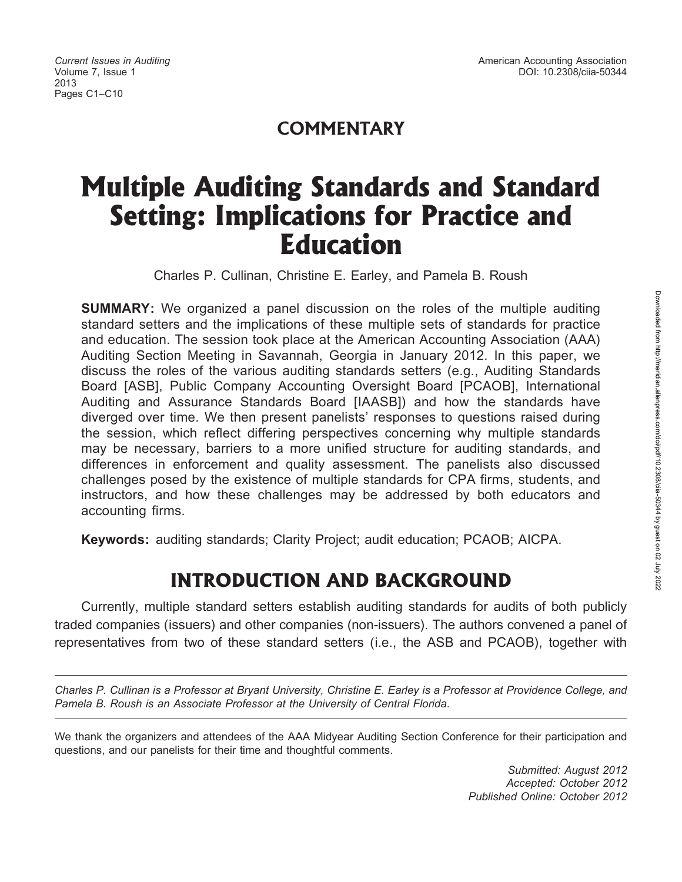## COMMENTARY

# Multiple Auditing Standards and Standard Setting: Implications for Practice and Education

Charles P. Cullinan, Christine E. Earley, and Pamela B. Roush

**SUMMARY:** We organized a panel discussion on the roles of the multiple auditing standard setters and the implications of these multiple sets of standards for practice and education. The session took place at the American Accounting Association (AAA) Auditing Section Meeting in Savannah, Georgia in January 2012. In this paper, we discuss the roles of the various auditing standards setters (e.g., Auditing Standards Board [ASB], Public Company Accounting Oversight Board [PCAOB], International Auditing and Assurance Standards Board [IAASB]) and how the standards have diverged over time. We then present panelists' responses to questions raised during the session, which reflect differing perspectives concerning why multiple standards may be necessary, barriers to a more unified structure for auditing standards, and differences in enforcement and quality assessment. The panelists also discussed challenges posed by the existence of multiple standards for CPA firms, students, and instructors, and how these challenges may be addressed by both educators and accounting firms.

**Keywords:** auditing standards; Clarity Project; audit education; PCAOB; AICPA.

## INTRODUCTION AND BACKGROUND

Currently, multiple standard setters establish auditing standards for audits of both publicly traded companies (issuers) and other companies (non-issuers). The authors convened a panel of representatives from two of these standard setters (i.e., the ASB and PCAOB), together with

*Charles P. Cullinan is a Professor at Bryant University, Christine E. Earley is a Professor at Providence College, and Pamela B. Roush is an Associate Professor at the University of Central Florida.*

We thank the organizers and attendees of the AAA Midyear Auditing Section Conference for their participation and questions, and our panelists for their time and thoughtful comments.

*Submitted: August 2012*
*Accepted: October 2012*
*Published Online: October 2012*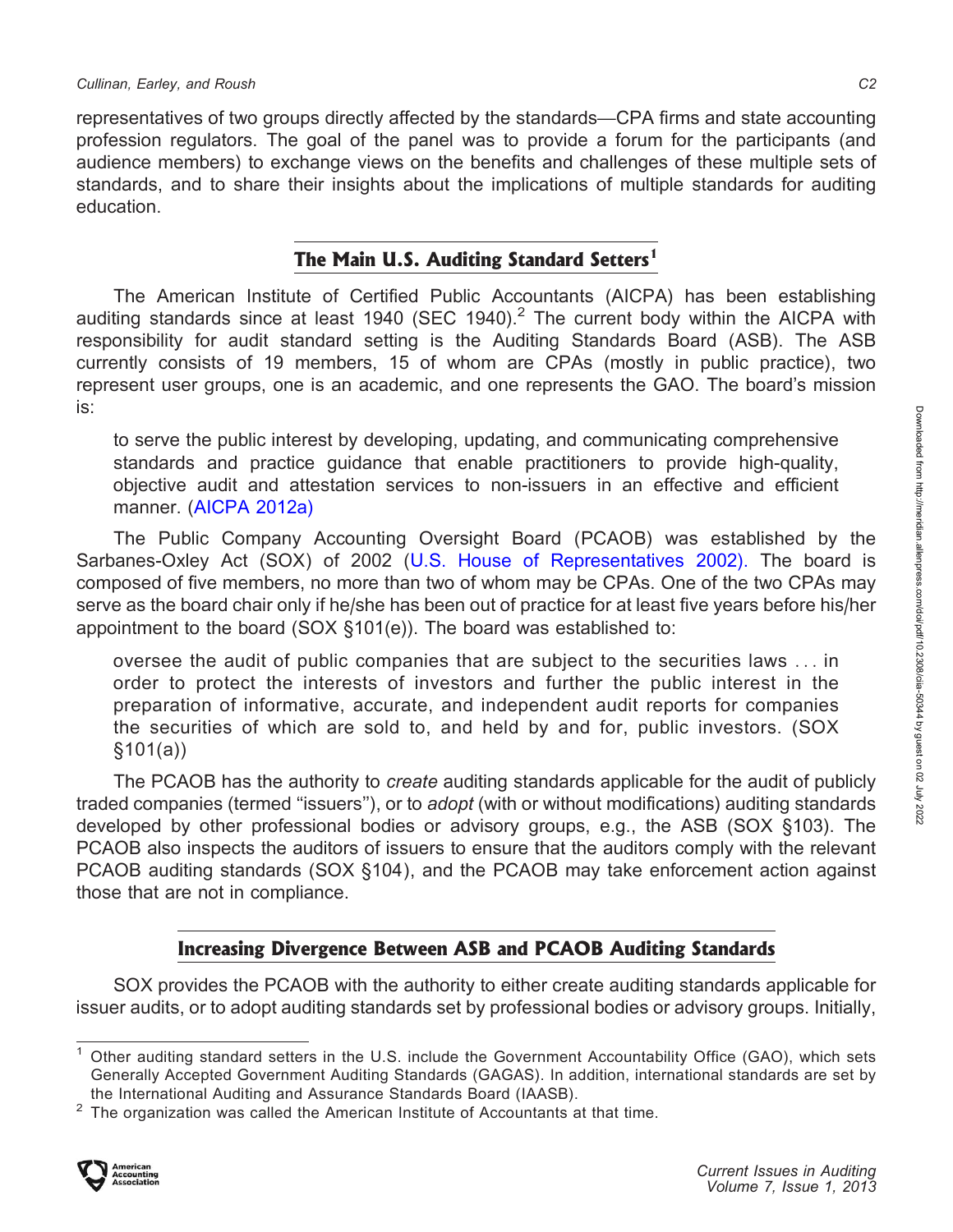representatives of two groups directly affected by the standards—CPA firms and state accounting profession regulators. The goal of the panel was to provide a forum for the participants (and audience members) to exchange views on the benefits and challenges of these multiple sets of standards, and to share their insights about the implications of multiple standards for auditing education.

## The Main U.S. Auditing Standard Setters[1]

The American Institute of Certified Public Accountants (AICPA) has been establishing auditing standards since at least 1940 (SEC 1940).[2] The current body within the AICPA with responsibility for audit standard setting is the Auditing Standards Board (ASB). The ASB currently consists of 19 members, 15 of whom are CPAs (mostly in public practice), two represent user groups, one is an academic, and one represents the GAO. The board's mission is:

> to serve the public interest by developing, updating, and communicating comprehensive standards and practice guidance that enable practitioners to provide high-quality, objective audit and attestation services to non-issuers in an effective and efficient manner. (AICPA 2012a)

The Public Company Accounting Oversight Board (PCAOB) was established by the Sarbanes-Oxley Act (SOX) of 2002 (U.S. House of Representatives 2002). The board is composed of five members, no more than two of whom may be CPAs. One of the two CPAs may serve as the board chair only if he/she has been out of practice for at least five years before his/her appointment to the board (SOX §101(e)). The board was established to:

> oversee the audit of public companies that are subject to the securities laws . . . in order to protect the interests of investors and further the public interest in the preparation of informative, accurate, and independent audit reports for companies the securities of which are sold to, and held by and for, public investors. (SOX §101(a))

The PCAOB has the authority to *create* auditing standards applicable for the audit of publicly traded companies (termed ''issuers''), or to *adopt* (with or without modifications) auditing standards developed by other professional bodies or advisory groups, e.g., the ASB (SOX §103). The PCAOB also inspects the auditors of issuers to ensure that the auditors comply with the relevant PCAOB auditing standards (SOX §104), and the PCAOB may take enforcement action against those that are not in compliance.

## Increasing Divergence Between ASB and PCAOB Auditing Standards

SOX provides the PCAOB with the authority to either create auditing standards applicable for issuer audits, or to adopt auditing standards set by professional bodies or advisory groups. Initially,

---

[1] Other auditing standard setters in the U.S. include the Government Accountability Office (GAO), which sets Generally Accepted Government Auditing Standards (GAGAS). In addition, international standards are set by the International Auditing and Assurance Standards Board (IAASB).

[2] The organization was called the American Institute of Accountants at that time.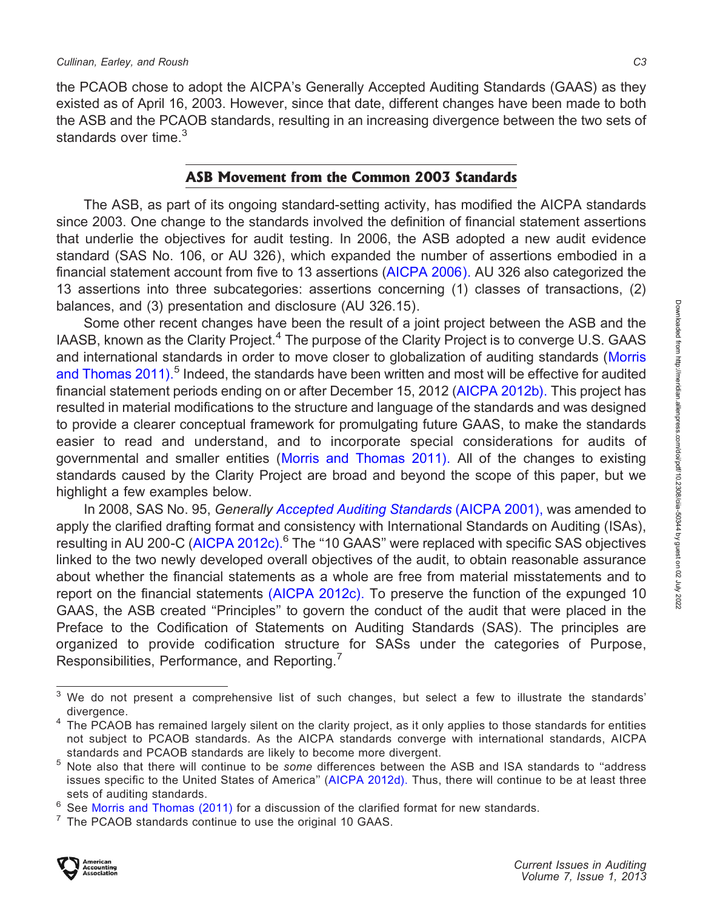the PCAOB chose to adopt the AICPA's Generally Accepted Auditing Standards (GAAS) as they existed as of April 16, 2003. However, since that date, different changes have been made to both the ASB and the PCAOB standards, resulting in an increasing divergence between the two sets of standards over time.[3]

## ASB Movement from the Common 2003 Standards

The ASB, as part of its ongoing standard-setting activity, has modified the AICPA standards since 2003. One change to the standards involved the definition of financial statement assertions that underlie the objectives for audit testing. In 2006, the ASB adopted a new audit evidence standard (SAS No. 106, or AU 326), which expanded the number of assertions embodied in a financial statement account from five to 13 assertions (AICPA 2006). AU 326 also categorized the 13 assertions into three subcategories: assertions concerning (1) classes of transactions, (2) balances, and (3) presentation and disclosure (AU 326.15).

Some other recent changes have been the result of a joint project between the ASB and the IAASB, known as the Clarity Project.[4] The purpose of the Clarity Project is to converge U.S. GAAS and international standards in order to move closer to globalization of auditing standards (Morris and Thomas 2011).[5] Indeed, the standards have been written and most will be effective for audited financial statement periods ending on or after December 15, 2012 (AICPA 2012b). This project has resulted in material modifications to the structure and language of the standards and was designed to provide a clearer conceptual framework for promulgating future GAAS, to make the standards easier to read and understand, and to incorporate special considerations for audits of governmental and smaller entities (Morris and Thomas 2011). All of the changes to existing standards caused by the Clarity Project are broad and beyond the scope of this paper, but we highlight a few examples below.

In 2008, SAS No. 95, *Generally Accepted Auditing Standards* (AICPA 2001), was amended to apply the clarified drafting format and consistency with International Standards on Auditing (ISAs), resulting in AU 200-C (AICPA 2012c).[6] The "10 GAAS" were replaced with specific SAS objectives linked to the two newly developed overall objectives of the audit, to obtain reasonable assurance about whether the financial statements as a whole are free from material misstatements and to report on the financial statements (AICPA 2012c). To preserve the function of the expunged 10 GAAS, the ASB created "Principles" to govern the conduct of the audit that were placed in the Preface to the Codification of Statements on Auditing Standards (SAS). The principles are organized to provide codification structure for SASs under the categories of Purpose, Responsibilities, Performance, and Reporting.[7]

---

[3] We do not present a comprehensive list of such changes, but select a few to illustrate the standards' divergence.

[4] The PCAOB has remained largely silent on the clarity project, as it only applies to those standards for entities not subject to PCAOB standards. As the AICPA standards converge with international standards, AICPA standards and PCAOB standards are likely to become more divergent.

[5] Note also that there will continue to be *some* differences between the ASB and ISA standards to "address issues specific to the United States of America" (AICPA 2012d). Thus, there will continue to be at least three sets of auditing standards.

[6] See Morris and Thomas (2011) for a discussion of the clarified format for new standards.

[7] The PCAOB standards continue to use the original 10 GAAS.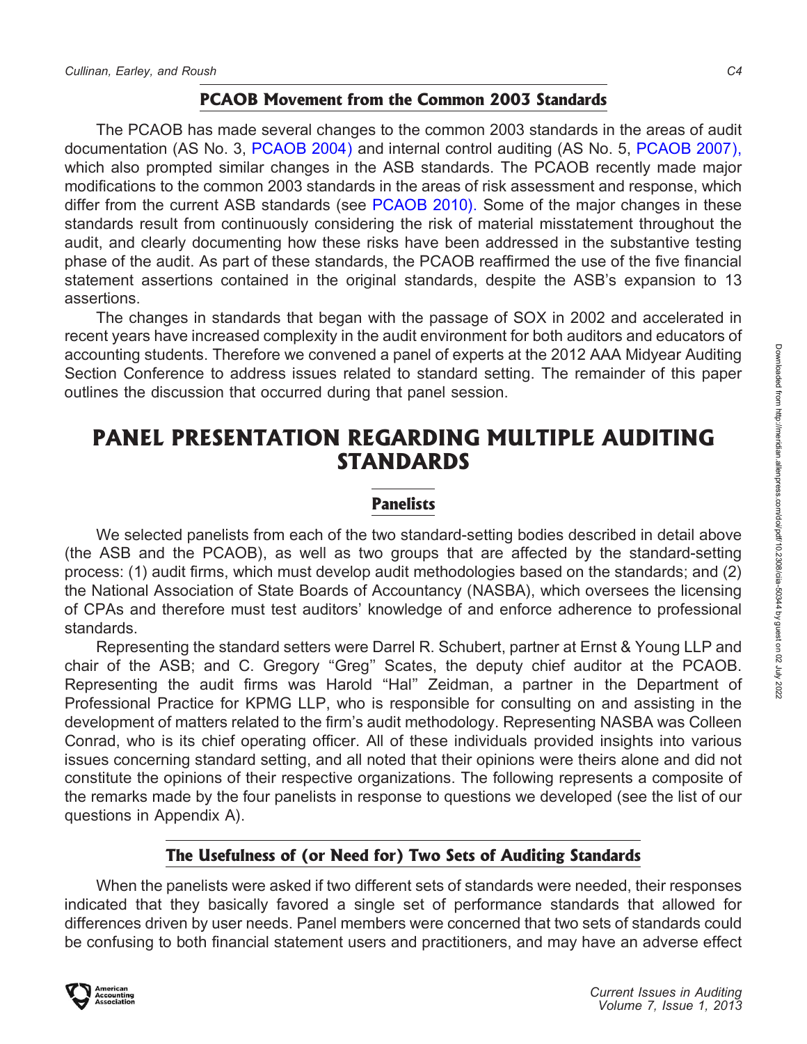### PCAOB Movement from the Common 2003 Standards

The PCAOB has made several changes to the common 2003 standards in the areas of audit documentation (AS No. 3, PCAOB 2004) and internal control auditing (AS No. 5, PCAOB 2007), which also prompted similar changes in the ASB standards. The PCAOB recently made major modifications to the common 2003 standards in the areas of risk assessment and response, which differ from the current ASB standards (see PCAOB 2010). Some of the major changes in these standards result from continuously considering the risk of material misstatement throughout the audit, and clearly documenting how these risks have been addressed in the substantive testing phase of the audit. As part of these standards, the PCAOB reaffirmed the use of the five financial statement assertions contained in the original standards, despite the ASB's expansion to 13 assertions.

The changes in standards that began with the passage of SOX in 2002 and accelerated in recent years have increased complexity in the audit environment for both auditors and educators of accounting students. Therefore we convened a panel of experts at the 2012 AAA Midyear Auditing Section Conference to address issues related to standard setting. The remainder of this paper outlines the discussion that occurred during that panel session.

## PANEL PRESENTATION REGARDING MULTIPLE AUDITING STANDARDS

### Panelists

We selected panelists from each of the two standard-setting bodies described in detail above (the ASB and the PCAOB), as well as two groups that are affected by the standard-setting process: (1) audit firms, which must develop audit methodologies based on the standards; and (2) the National Association of State Boards of Accountancy (NASBA), which oversees the licensing of CPAs and therefore must test auditors' knowledge of and enforce adherence to professional standards.

Representing the standard setters were Darrel R. Schubert, partner at Ernst & Young LLP and chair of the ASB; and C. Gregory "Greg" Scates, the deputy chief auditor at the PCAOB. Representing the audit firms was Harold "Hal" Zeidman, a partner in the Department of Professional Practice for KPMG LLP, who is responsible for consulting on and assisting in the development of matters related to the firm's audit methodology. Representing NASBA was Colleen Conrad, who is its chief operating officer. All of these individuals provided insights into various issues concerning standard setting, and all noted that their opinions were theirs alone and did not constitute the opinions of their respective organizations. The following represents a composite of the remarks made by the four panelists in response to questions we developed (see the list of our questions in Appendix A).

### The Usefulness of (or Need for) Two Sets of Auditing Standards

When the panelists were asked if two different sets of standards were needed, their responses indicated that they basically favored a single set of performance standards that allowed for differences driven by user needs. Panel members were concerned that two sets of standards could be confusing to both financial statement users and practitioners, and may have an adverse effect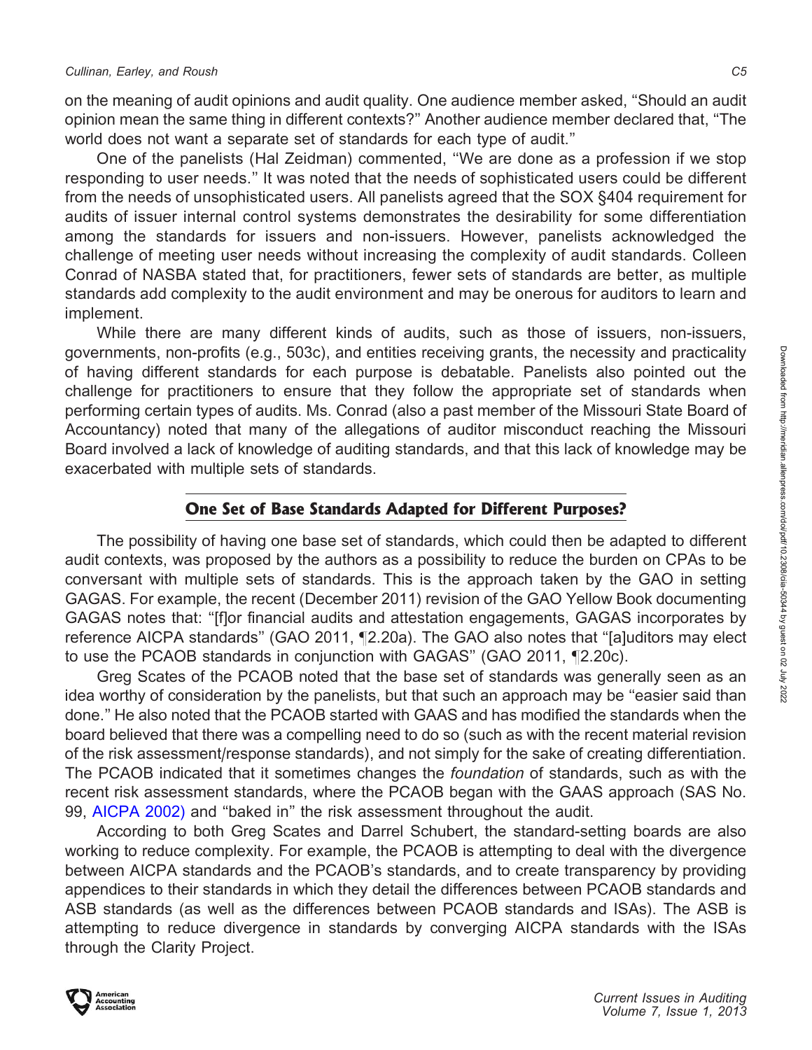on the meaning of audit opinions and audit quality. One audience member asked, "Should an audit opinion mean the same thing in different contexts?" Another audience member declared that, "The world does not want a separate set of standards for each type of audit."

One of the panelists (Hal Zeidman) commented, "We are done as a profession if we stop responding to user needs." It was noted that the needs of sophisticated users could be different from the needs of unsophisticated users. All panelists agreed that the SOX §404 requirement for audits of issuer internal control systems demonstrates the desirability for some differentiation among the standards for issuers and non-issuers. However, panelists acknowledged the challenge of meeting user needs without increasing the complexity of audit standards. Colleen Conrad of NASBA stated that, for practitioners, fewer sets of standards are better, as multiple standards add complexity to the audit environment and may be onerous for auditors to learn and implement.

While there are many different kinds of audits, such as those of issuers, non-issuers, governments, non-profits (e.g., 503c), and entities receiving grants, the necessity and practicality of having different standards for each purpose is debatable. Panelists also pointed out the challenge for practitioners to ensure that they follow the appropriate set of standards when performing certain types of audits. Ms. Conrad (also a past member of the Missouri State Board of Accountancy) noted that many of the allegations of auditor misconduct reaching the Missouri Board involved a lack of knowledge of auditing standards, and that this lack of knowledge may be exacerbated with multiple sets of standards.

## One Set of Base Standards Adapted for Different Purposes?

The possibility of having one base set of standards, which could then be adapted to different audit contexts, was proposed by the authors as a possibility to reduce the burden on CPAs to be conversant with multiple sets of standards. This is the approach taken by the GAO in setting GAGAS. For example, the recent (December 2011) revision of the GAO Yellow Book documenting GAGAS notes that: "[f]or financial audits and attestation engagements, GAGAS incorporates by reference AICPA standards" (GAO 2011, ¶2.20a). The GAO also notes that "[a]uditors may elect to use the PCAOB standards in conjunction with GAGAS" (GAO 2011, ¶2.20c).

Greg Scates of the PCAOB noted that the base set of standards was generally seen as an idea worthy of consideration by the panelists, but that such an approach may be "easier said than done." He also noted that the PCAOB started with GAAS and has modified the standards when the board believed that there was a compelling need to do so (such as with the recent material revision of the risk assessment/response standards), and not simply for the sake of creating differentiation. The PCAOB indicated that it sometimes changes the *foundation* of standards, such as with the recent risk assessment standards, where the PCAOB began with the GAAS approach (SAS No. 99, AICPA 2002) and "baked in" the risk assessment throughout the audit.

According to both Greg Scates and Darrel Schubert, the standard-setting boards are also working to reduce complexity. For example, the PCAOB is attempting to deal with the divergence between AICPA standards and the PCAOB's standards, and to create transparency by providing appendices to their standards in which they detail the differences between PCAOB standards and ASB standards (as well as the differences between PCAOB standards and ISAs). The ASB is attempting to reduce divergence in standards by converging AICPA standards with the ISAs through the Clarity Project.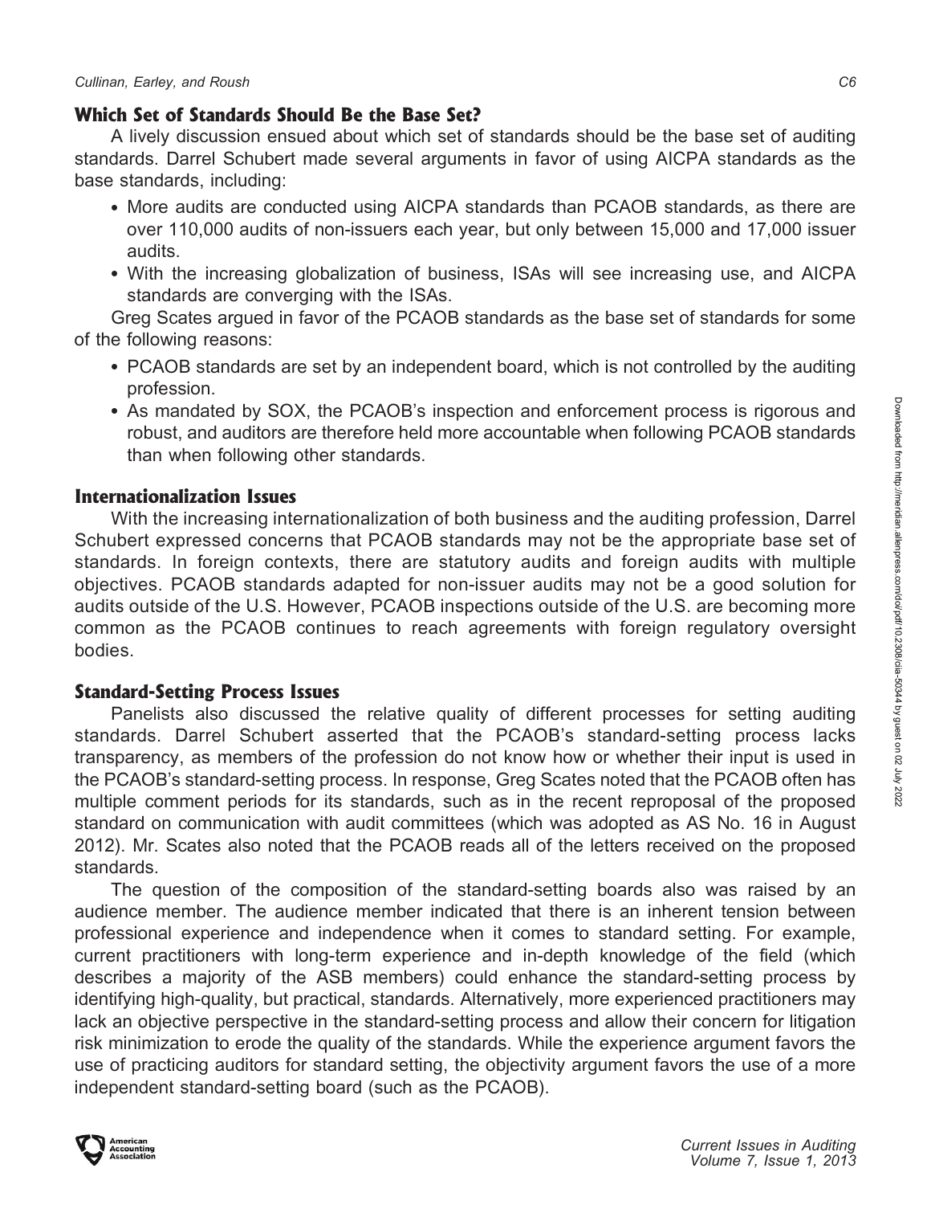### Which Set of Standards Should Be the Base Set?

A lively discussion ensued about which set of standards should be the base set of auditing standards. Darrel Schubert made several arguments in favor of using AICPA standards as the base standards, including:

- More audits are conducted using AICPA standards than PCAOB standards, as there are over 110,000 audits of non-issuers each year, but only between 15,000 and 17,000 issuer audits.
- With the increasing globalization of business, ISAs will see increasing use, and AICPA standards are converging with the ISAs.

Greg Scates argued in favor of the PCAOB standards as the base set of standards for some of the following reasons:

- PCAOB standards are set by an independent board, which is not controlled by the auditing profession.
- As mandated by SOX, the PCAOB's inspection and enforcement process is rigorous and robust, and auditors are therefore held more accountable when following PCAOB standards than when following other standards.

### Internationalization Issues

With the increasing internationalization of both business and the auditing profession, Darrel Schubert expressed concerns that PCAOB standards may not be the appropriate base set of standards. In foreign contexts, there are statutory audits and foreign audits with multiple objectives. PCAOB standards adapted for non-issuer audits may not be a good solution for audits outside of the U.S. However, PCAOB inspections outside of the U.S. are becoming more common as the PCAOB continues to reach agreements with foreign regulatory oversight bodies.

### Standard-Setting Process Issues

Panelists also discussed the relative quality of different processes for setting auditing standards. Darrel Schubert asserted that the PCAOB's standard-setting process lacks transparency, as members of the profession do not know how or whether their input is used in the PCAOB's standard-setting process. In response, Greg Scates noted that the PCAOB often has multiple comment periods for its standards, such as in the recent reproposal of the proposed standard on communication with audit committees (which was adopted as AS No. 16 in August 2012). Mr. Scates also noted that the PCAOB reads all of the letters received on the proposed standards.

The question of the composition of the standard-setting boards also was raised by an audience member. The audience member indicated that there is an inherent tension between professional experience and independence when it comes to standard setting. For example, current practitioners with long-term experience and in-depth knowledge of the field (which describes a majority of the ASB members) could enhance the standard-setting process by identifying high-quality, but practical, standards. Alternatively, more experienced practitioners may lack an objective perspective in the standard-setting process and allow their concern for litigation risk minimization to erode the quality of the standards. While the experience argument favors the use of practicing auditors for standard setting, the objectivity argument favors the use of a more independent standard-setting board (such as the PCAOB).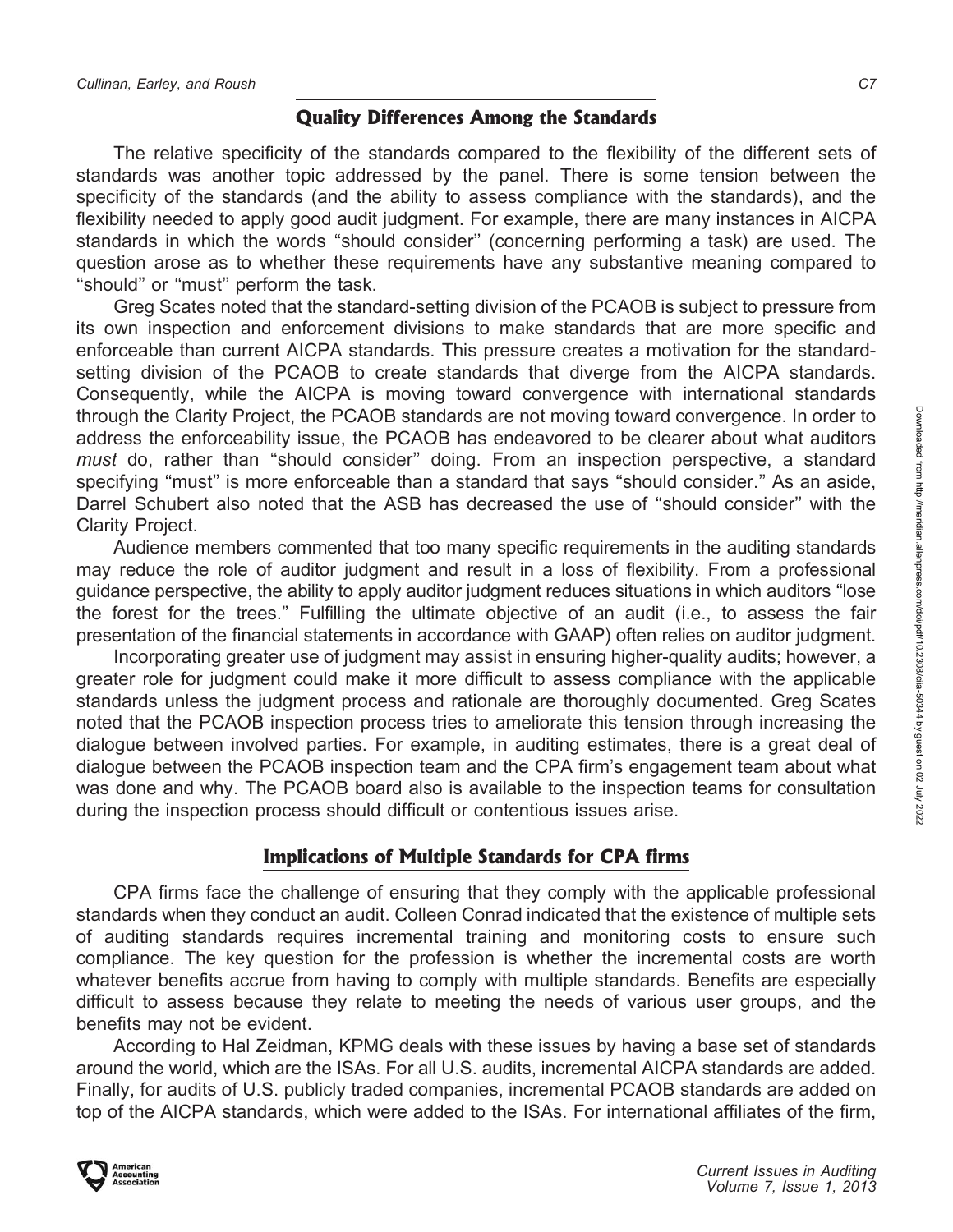## Quality Differences Among the Standards

The relative specificity of the standards compared to the flexibility of the different sets of standards was another topic addressed by the panel. There is some tension between the specificity of the standards (and the ability to assess compliance with the standards), and the flexibility needed to apply good audit judgment. For example, there are many instances in AICPA standards in which the words "should consider" (concerning performing a task) are used. The question arose as to whether these requirements have any substantive meaning compared to "should" or "must" perform the task.

Greg Scates noted that the standard-setting division of the PCAOB is subject to pressure from its own inspection and enforcement divisions to make standards that are more specific and enforceable than current AICPA standards. This pressure creates a motivation for the standard-setting division of the PCAOB to create standards that diverge from the AICPA standards. Consequently, while the AICPA is moving toward convergence with international standards through the Clarity Project, the PCAOB standards are not moving toward convergence. In order to address the enforceability issue, the PCAOB has endeavored to be clearer about what auditors *must* do, rather than "should consider" doing. From an inspection perspective, a standard specifying "must" is more enforceable than a standard that says "should consider." As an aside, Darrel Schubert also noted that the ASB has decreased the use of "should consider" with the Clarity Project.

Audience members commented that too many specific requirements in the auditing standards may reduce the role of auditor judgment and result in a loss of flexibility. From a professional guidance perspective, the ability to apply auditor judgment reduces situations in which auditors "lose the forest for the trees." Fulfilling the ultimate objective of an audit (i.e., to assess the fair presentation of the financial statements in accordance with GAAP) often relies on auditor judgment.

Incorporating greater use of judgment may assist in ensuring higher-quality audits; however, a greater role for judgment could make it more difficult to assess compliance with the applicable standards unless the judgment process and rationale are thoroughly documented. Greg Scates noted that the PCAOB inspection process tries to ameliorate this tension through increasing the dialogue between involved parties. For example, in auditing estimates, there is a great deal of dialogue between the PCAOB inspection team and the CPA firm's engagement team about what was done and why. The PCAOB board also is available to the inspection teams for consultation during the inspection process should difficult or contentious issues arise.

## Implications of Multiple Standards for CPA firms

CPA firms face the challenge of ensuring that they comply with the applicable professional standards when they conduct an audit. Colleen Conrad indicated that the existence of multiple sets of auditing standards requires incremental training and monitoring costs to ensure such compliance. The key question for the profession is whether the incremental costs are worth whatever benefits accrue from having to comply with multiple standards. Benefits are especially difficult to assess because they relate to meeting the needs of various user groups, and the benefits may not be evident.

According to Hal Zeidman, KPMG deals with these issues by having a base set of standards around the world, which are the ISAs. For all U.S. audits, incremental AICPA standards are added. Finally, for audits of U.S. publicly traded companies, incremental PCAOB standards are added on top of the AICPA standards, which were added to the ISAs. For international affiliates of the firm,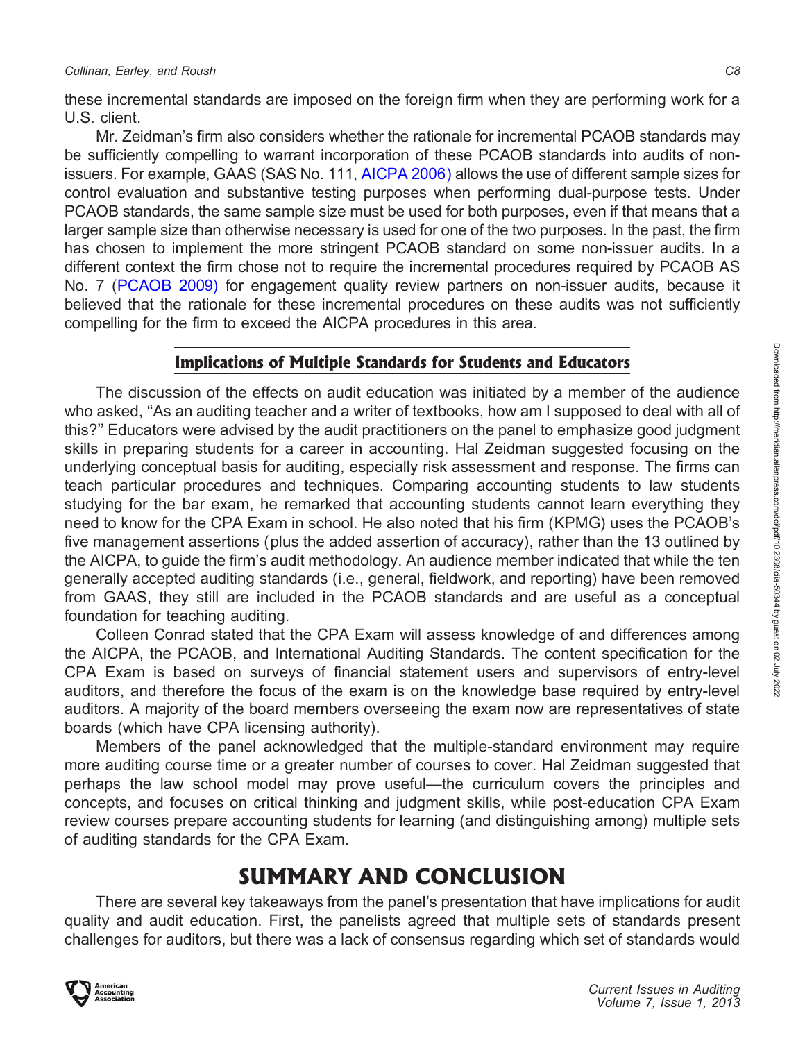these incremental standards are imposed on the foreign firm when they are performing work for a U.S. client.

Mr. Zeidman's firm also considers whether the rationale for incremental PCAOB standards may be sufficiently compelling to warrant incorporation of these PCAOB standards into audits of non-issuers. For example, GAAS (SAS No. 111, AICPA 2006) allows the use of different sample sizes for control evaluation and substantive testing purposes when performing dual-purpose tests. Under PCAOB standards, the same sample size must be used for both purposes, even if that means that a larger sample size than otherwise necessary is used for one of the two purposes. In the past, the firm has chosen to implement the more stringent PCAOB standard on some non-issuer audits. In a different context the firm chose not to require the incremental procedures required by PCAOB AS No. 7 (PCAOB 2009) for engagement quality review partners on non-issuer audits, because it believed that the rationale for these incremental procedures on these audits was not sufficiently compelling for the firm to exceed the AICPA procedures in this area.

### Implications of Multiple Standards for Students and Educators

The discussion of the effects on audit education was initiated by a member of the audience who asked, "As an auditing teacher and a writer of textbooks, how am I supposed to deal with all of this?" Educators were advised by the audit practitioners on the panel to emphasize good judgment skills in preparing students for a career in accounting. Hal Zeidman suggested focusing on the underlying conceptual basis for auditing, especially risk assessment and response. The firms can teach particular procedures and techniques. Comparing accounting students to law students studying for the bar exam, he remarked that accounting students cannot learn everything they need to know for the CPA Exam in school. He also noted that his firm (KPMG) uses the PCAOB's five management assertions (plus the added assertion of accuracy), rather than the 13 outlined by the AICPA, to guide the firm's audit methodology. An audience member indicated that while the ten generally accepted auditing standards (i.e., general, fieldwork, and reporting) have been removed from GAAS, they still are included in the PCAOB standards and are useful as a conceptual foundation for teaching auditing.

Colleen Conrad stated that the CPA Exam will assess knowledge of and differences among the AICPA, the PCAOB, and International Auditing Standards. The content specification for the CPA Exam is based on surveys of financial statement users and supervisors of entry-level auditors, and therefore the focus of the exam is on the knowledge base required by entry-level auditors. A majority of the board members overseeing the exam now are representatives of state boards (which have CPA licensing authority).

Members of the panel acknowledged that the multiple-standard environment may require more auditing course time or a greater number of courses to cover. Hal Zeidman suggested that perhaps the law school model may prove useful—the curriculum covers the principles and concepts, and focuses on critical thinking and judgment skills, while post-education CPA Exam review courses prepare accounting students for learning (and distinguishing among) multiple sets of auditing standards for the CPA Exam.

## SUMMARY AND CONCLUSION

There are several key takeaways from the panel's presentation that have implications for audit quality and audit education. First, the panelists agreed that multiple sets of standards present challenges for auditors, but there was a lack of consensus regarding which set of standards would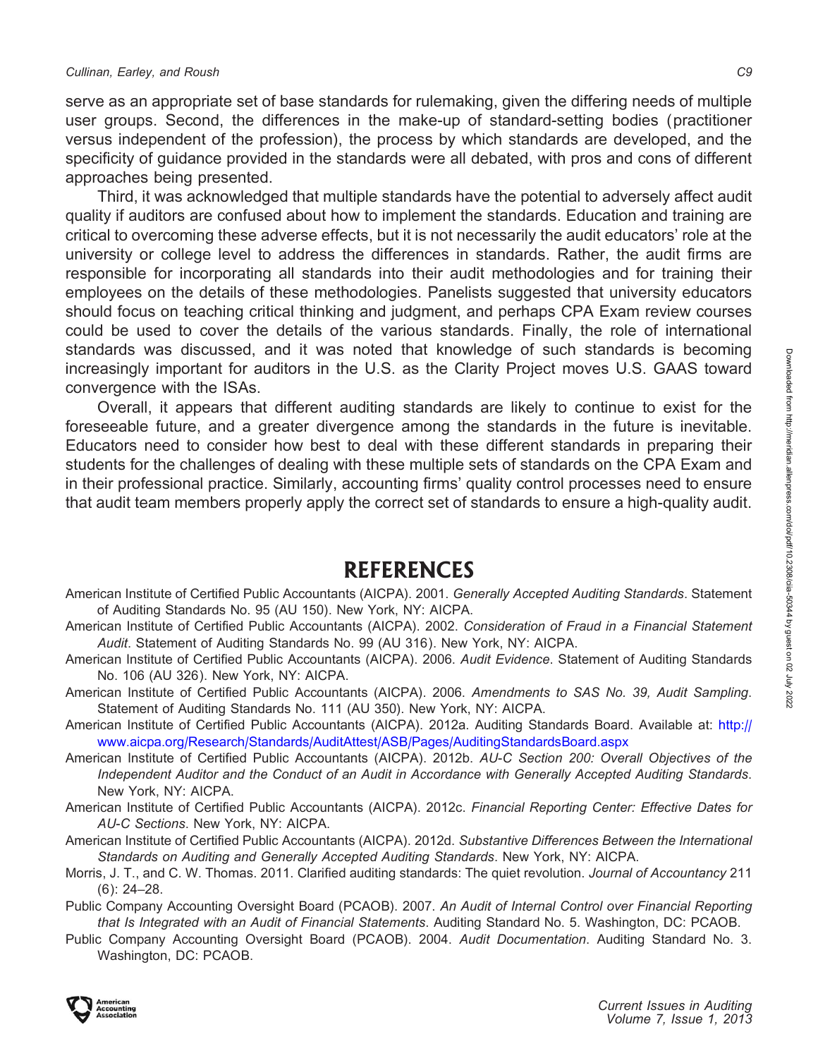serve as an appropriate set of base standards for rulemaking, given the differing needs of multiple user groups. Second, the differences in the make-up of standard-setting bodies (practitioner versus independent of the profession), the process by which standards are developed, and the specificity of guidance provided in the standards were all debated, with pros and cons of different approaches being presented.

Third, it was acknowledged that multiple standards have the potential to adversely affect audit quality if auditors are confused about how to implement the standards. Education and training are critical to overcoming these adverse effects, but it is not necessarily the audit educators' role at the university or college level to address the differences in standards. Rather, the audit firms are responsible for incorporating all standards into their audit methodologies and for training their employees on the details of these methodologies. Panelists suggested that university educators should focus on teaching critical thinking and judgment, and perhaps CPA Exam review courses could be used to cover the details of the various standards. Finally, the role of international standards was discussed, and it was noted that knowledge of such standards is becoming increasingly important for auditors in the U.S. as the Clarity Project moves U.S. GAAS toward convergence with the ISAs.

Overall, it appears that different auditing standards are likely to continue to exist for the foreseeable future, and a greater divergence among the standards in the future is inevitable. Educators need to consider how best to deal with these different standards in preparing their students for the challenges of dealing with these multiple sets of standards on the CPA Exam and in their professional practice. Similarly, accounting firms' quality control processes need to ensure that audit team members properly apply the correct set of standards to ensure a high-quality audit.

# REFERENCES

American Institute of Certified Public Accountants (AICPA). 2001. *Generally Accepted Auditing Standards*. Statement of Auditing Standards No. 95 (AU 150). New York, NY: AICPA.

American Institute of Certified Public Accountants (AICPA). 2002. *Consideration of Fraud in a Financial Statement Audit*. Statement of Auditing Standards No. 99 (AU 316). New York, NY: AICPA.

American Institute of Certified Public Accountants (AICPA). 2006. *Audit Evidence*. Statement of Auditing Standards No. 106 (AU 326). New York, NY: AICPA.

American Institute of Certified Public Accountants (AICPA). 2006. *Amendments to SAS No. 39, Audit Sampling*. Statement of Auditing Standards No. 111 (AU 350). New York, NY: AICPA.

American Institute of Certified Public Accountants (AICPA). 2012a. Auditing Standards Board. Available at: http://www.aicpa.org/Research/Standards/AuditAttest/ASB/Pages/AuditingStandardsBoard.aspx

American Institute of Certified Public Accountants (AICPA). 2012b. *AU-C Section 200: Overall Objectives of the Independent Auditor and the Conduct of an Audit in Accordance with Generally Accepted Auditing Standards*. New York, NY: AICPA.

American Institute of Certified Public Accountants (AICPA). 2012c. *Financial Reporting Center: Effective Dates for AU-C Sections*. New York, NY: AICPA.

American Institute of Certified Public Accountants (AICPA). 2012d. *Substantive Differences Between the International Standards on Auditing and Generally Accepted Auditing Standards*. New York, NY: AICPA.

Morris, J. T., and C. W. Thomas. 2011. Clarified auditing standards: The quiet revolution. *Journal of Accountancy* 211 (6): 24–28.

Public Company Accounting Oversight Board (PCAOB). 2007. *An Audit of Internal Control over Financial Reporting that Is Integrated with an Audit of Financial Statements*. Auditing Standard No. 5. Washington, DC: PCAOB.

Public Company Accounting Oversight Board (PCAOB). 2004. *Audit Documentation*. Auditing Standard No. 3. Washington, DC: PCAOB.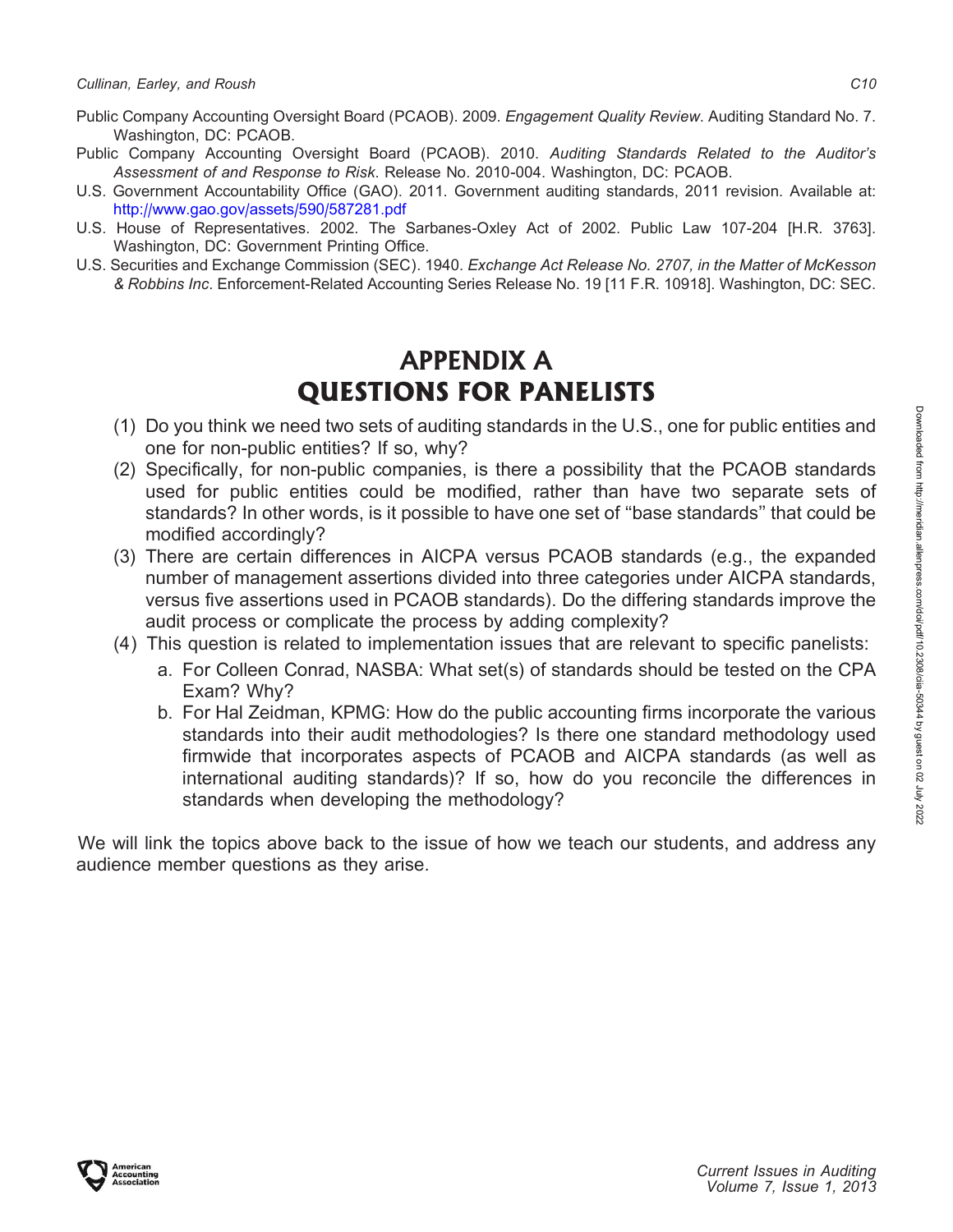Public Company Accounting Oversight Board (PCAOB). 2009. *Engagement Quality Review*. Auditing Standard No. 7. Washington, DC: PCAOB.

Public Company Accounting Oversight Board (PCAOB). 2010. *Auditing Standards Related to the Auditor's Assessment of and Response to Risk*. Release No. 2010-004. Washington, DC: PCAOB.

U.S. Government Accountability Office (GAO). 2011. Government auditing standards, 2011 revision. Available at: http://www.gao.gov/assets/590/587281.pdf

U.S. House of Representatives. 2002. The Sarbanes-Oxley Act of 2002. Public Law 107-204 [H.R. 3763]. Washington, DC: Government Printing Office.

U.S. Securities and Exchange Commission (SEC). 1940. *Exchange Act Release No. 2707, in the Matter of McKesson & Robbins Inc*. Enforcement-Related Accounting Series Release No. 19 [11 F.R. 10918]. Washington, DC: SEC.

# APPENDIX A
# QUESTIONS FOR PANELISTS

(1) Do you think we need two sets of auditing standards in the U.S., one for public entities and one for non-public entities? If so, why?

(2) Specifically, for non-public companies, is there a possibility that the PCAOB standards used for public entities could be modified, rather than have two separate sets of standards? In other words, is it possible to have one set of "base standards" that could be modified accordingly?

(3) There are certain differences in AICPA versus PCAOB standards (e.g., the expanded number of management assertions divided into three categories under AICPA standards, versus five assertions used in PCAOB standards). Do the differing standards improve the audit process or complicate the process by adding complexity?

(4) This question is related to implementation issues that are relevant to specific panelists:

a. For Colleen Conrad, NASBA: What set(s) of standards should be tested on the CPA Exam? Why?

b. For Hal Zeidman, KPMG: How do the public accounting firms incorporate the various standards into their audit methodologies? Is there one standard methodology used firmwide that incorporates aspects of PCAOB and AICPA standards (as well as international auditing standards)? If so, how do you reconcile the differences in standards when developing the methodology?

We will link the topics above back to the issue of how we teach our students, and address any audience member questions as they arise.